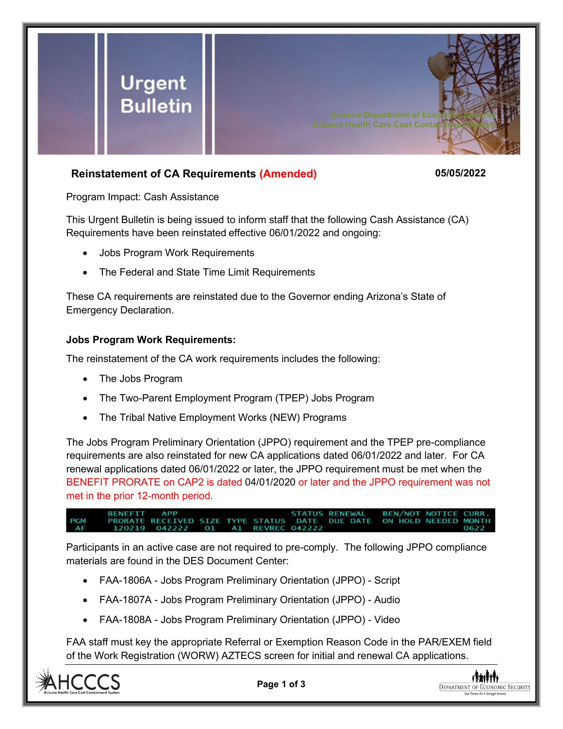# Urgent Bulletin

Arizona Department of Economic Security
Arizona Health Care Cost Containment System

## Reinstatement of CA Requirements (Amended)

**05/05/2022**

Program Impact: Cash Assistance

This Urgent Bulletin is being issued to inform staff that the following Cash Assistance (CA) Requirements have been reinstated effective 06/01/2022 and ongoing:

- Jobs Program Work Requirements
- The Federal and State Time Limit Requirements

These CA requirements are reinstated due to the Governor ending Arizona's State of Emergency Declaration.

### Jobs Program Work Requirements:

The reinstatement of the CA work requirements includes the following:

- The Jobs Program
- The Two-Parent Employment Program (TPEP) Jobs Program
- The Tribal Native Employment Works (NEW) Programs

The Jobs Program Preliminary Orientation (JPPO) requirement and the TPEP pre-compliance requirements are also reinstated for new CA applications dated 06/01/2022 and later. For CA renewal applications dated 06/01/2022 or later, the JPPO requirement must be met when the BENEFIT PRORATE on CAP2 is dated 04/01/2020 or later and the JPPO requirement was not met in the prior 12-month period.

| PGM | BENEFIT PRORATE | APP RECEIVED | SIZE | TYPE | STATUS | STATUS DATE | RENEWAL DUE DATE | BEN/NOT ON HOLD | NOTICE NEEDED | CURR. MONTH |
|---|---|---|---|---|---|---|---|---|---|---|
| AF | 120219 | 042222 | 01 | A1 | REVREC | 042222 | | | | 0622 |

Participants in an active case are not required to pre-comply. The following JPPO compliance materials are found in the DES Document Center:

- FAA-1806A - Jobs Program Preliminary Orientation (JPPO) - Script
- FAA-1807A - Jobs Program Preliminary Orientation (JPPO) - Audio
- FAA-1808A - Jobs Program Preliminary Orientation (JPPO) - Video

FAA staff must key the appropriate Referral or Exemption Reason Code in the PAR/EXEM field of the Work Registration (WORW) AZTECS screen for initial and renewal CA applications.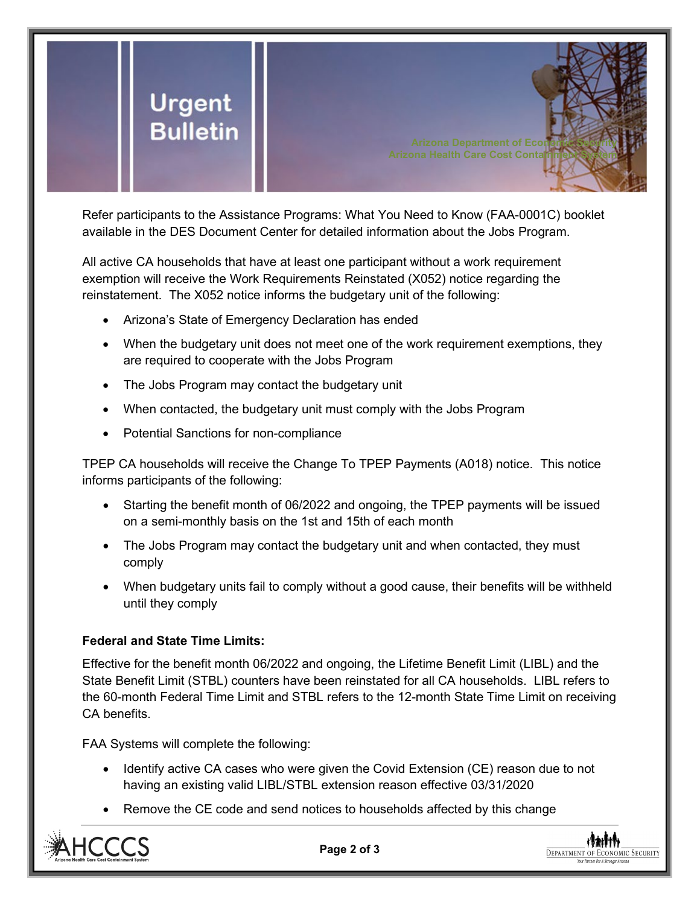Refer participants to the Assistance Programs: What You Need to Know (FAA-0001C) booklet available in the DES Document Center for detailed information about the Jobs Program.

All active CA households that have at least one participant without a work requirement exemption will receive the Work Requirements Reinstated (X052) notice regarding the reinstatement. The X052 notice informs the budgetary unit of the following:

- Arizona's State of Emergency Declaration has ended
- When the budgetary unit does not meet one of the work requirement exemptions, they are required to cooperate with the Jobs Program
- The Jobs Program may contact the budgetary unit
- When contacted, the budgetary unit must comply with the Jobs Program
- Potential Sanctions for non-compliance

TPEP CA households will receive the Change To TPEP Payments (A018) notice. This notice informs participants of the following:

- Starting the benefit month of 06/2022 and ongoing, the TPEP payments will be issued on a semi-monthly basis on the 1st and 15th of each month
- The Jobs Program may contact the budgetary unit and when contacted, they must comply
- When budgetary units fail to comply without a good cause, their benefits will be withheld until they comply

**Federal and State Time Limits:**

Effective for the benefit month 06/2022 and ongoing, the Lifetime Benefit Limit (LIBL) and the State Benefit Limit (STBL) counters have been reinstated for all CA households. LIBL refers to the 60-month Federal Time Limit and STBL refers to the 12-month State Time Limit on receiving CA benefits.

FAA Systems will complete the following:

- Identify active CA cases who were given the Covid Extension (CE) reason due to not having an existing valid LIBL/STBL extension reason effective 03/31/2020
- Remove the CE code and send notices to households affected by this change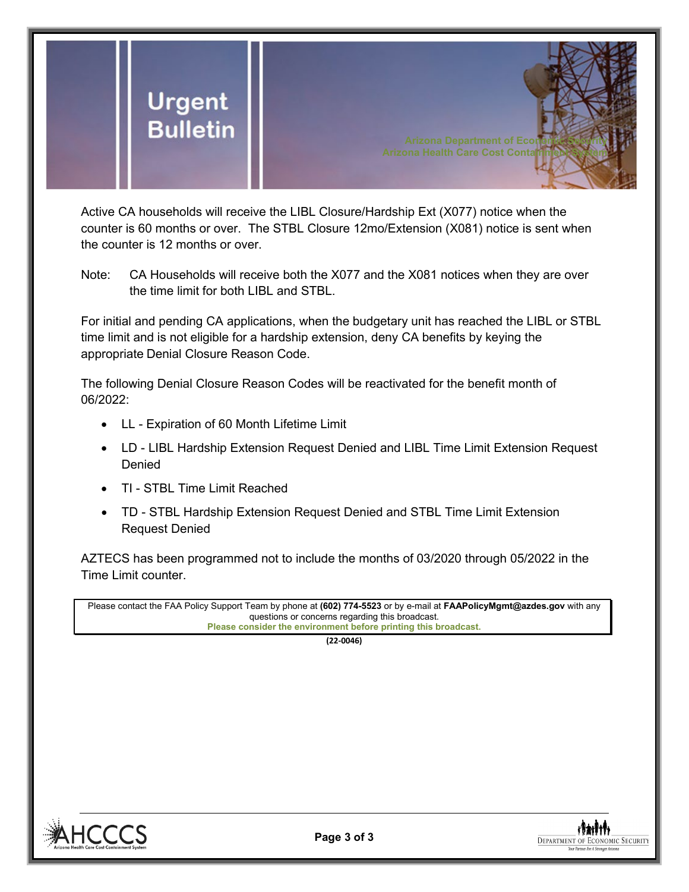# Urgent Bulletin

Arizona Department of Economic Security
Arizona Health Care Cost Containment System

Active CA households will receive the LIBL Closure/Hardship Ext (X077) notice when the counter is 60 months or over. The STBL Closure 12mo/Extension (X081) notice is sent when the counter is 12 months or over.

Note: CA Households will receive both the X077 and the X081 notices when they are over the time limit for both LIBL and STBL.

For initial and pending CA applications, when the budgetary unit has reached the LIBL or STBL time limit and is not eligible for a hardship extension, deny CA benefits by keying the appropriate Denial Closure Reason Code.

The following Denial Closure Reason Codes will be reactivated for the benefit month of 06/2022:

- LL - Expiration of 60 Month Lifetime Limit
- LD - LIBL Hardship Extension Request Denied and LIBL Time Limit Extension Request Denied
- TI - STBL Time Limit Reached
- TD - STBL Hardship Extension Request Denied and STBL Time Limit Extension Request Denied

AZTECS has been programmed not to include the months of 03/2020 through 05/2022 in the Time Limit counter.

Please contact the FAA Policy Support Team by phone at **(602) 774-5523** or by e-mail at **FAAPolicyMgmt@azdes.gov** with any questions or concerns regarding this broadcast.
**Please consider the environment before printing this broadcast.**

**(22-0046)**